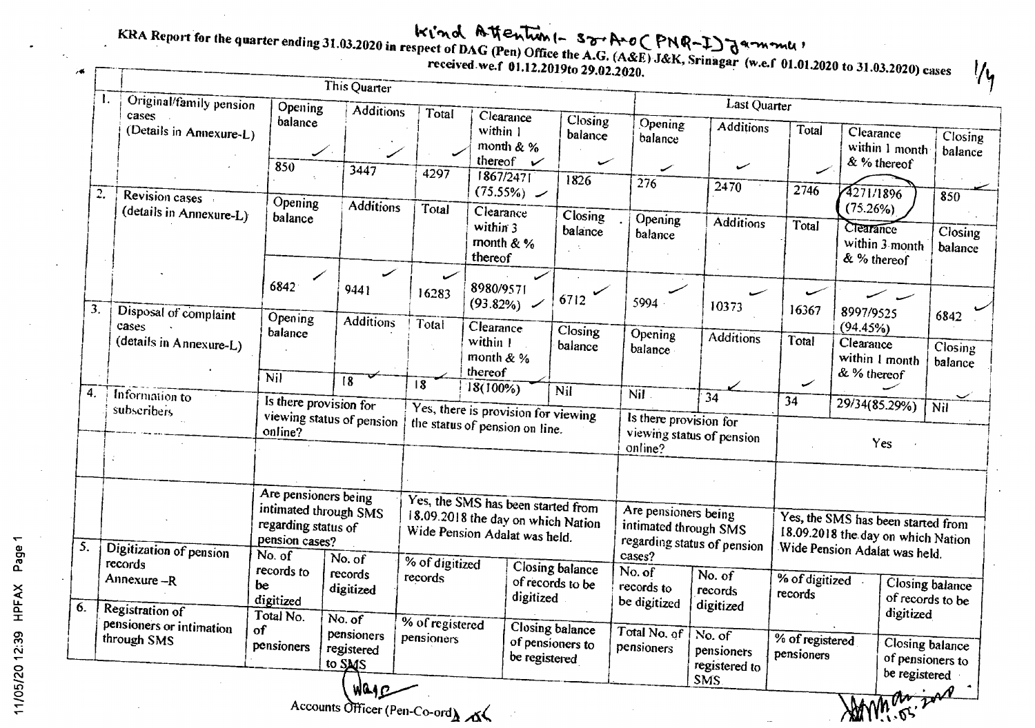Kind Attention:- Sr. A.O (PNR-I) Jammu.

**KRA Report for the quarter ending 31.03.2020 in respect of DAG (Pen) Office the A.G. (A&E) J&K, Srinagar (w.e.f 01.01.2020 to 31.03.2020) cases received w.e.f 01.12.2019 to 29.02.2020.**

1/4

| | | This Quarter | | | | | Last Quarter | | | | |
|---|---|---|---|---|---|---|---|---|---|---|---|
| 1. | Original/family pension cases (Details in Annexure-L) | Opening balance | Additions | Total | Clearance within 1 month & % thereof | Closing balance | Opening balance | Additions | Total | Clearance within 1 month & % thereof | Closing balance |
| | | 850 | 3447 | 4297 | 1867/2471 (75.55%) | 1826 | 276 | 2470 | 2746 | 4271/1896 (75.26%) | 850 |
| 2. | Revision cases (details in Annexure-L) | Opening balance | Additions | Total | Clearance within 3 month & % thereof | Closing balance | Opening balance | Additions | Total | Clearance within 3 month & % thereof | Closing balance |
| | | 6842 | 9441 | 16283 | 8980/9571 (93.82%) | 6712 | 5994 | 10373 | 16367 | 8997/9525 (94.45%) | 6842 |
| 3. | Disposal of complaint cases (details in Annexure-L) | Opening balance | Additions | Total | Clearance within 1 month & % thereof | Closing balance | Opening balance | Additions | Total | Clearance within 1 month & % thereof | Closing balance |
| | | Nil | 18 | 18 | 18(100%) | Nil | Nil | 34 | 34 | 29/34(85.29%) | Nil |
| 4. | Information to subscribers | Is there provision for viewing status of pension online? | | Yes, there is provision for viewing the status of pension on line. | | | Is there provision for viewing status of pension online? | | Yes | | |
| | | Are pensioners being intimated through SMS regarding status of pension cases? | | Yes, the SMS has been started from 18.09.2018 the day on which Nation Wide Pension Adalat was held. | | | Are pensioners being intimated through SMS regarding status of pension cases? | | Yes, the SMS has been started from 18.09.2018 the day on which Nation Wide Pension Adalat was held. | | |
| 5. | Digitization of pension records Annexure –R | No. of records to be digitized | No. of records digitized | % of digitized records | | Closing balance of records to be digitized | No. of records to be digitized | No. of records digitized | % of digitized records | | Closing balance of records to be digitized |
| 6. | Registration of pensioners or intimation through SMS | Total No. of pensioners | No. of pensioners registered to SMS | % of registered pensioners | | Closing balance of pensioners to be registered | Total No. of pensioners | No. of pensioners registered to SMS | % of registered pensioners | | Closing balance of pensioners to be registered |

Accounts Officer (Pen-Co-ord)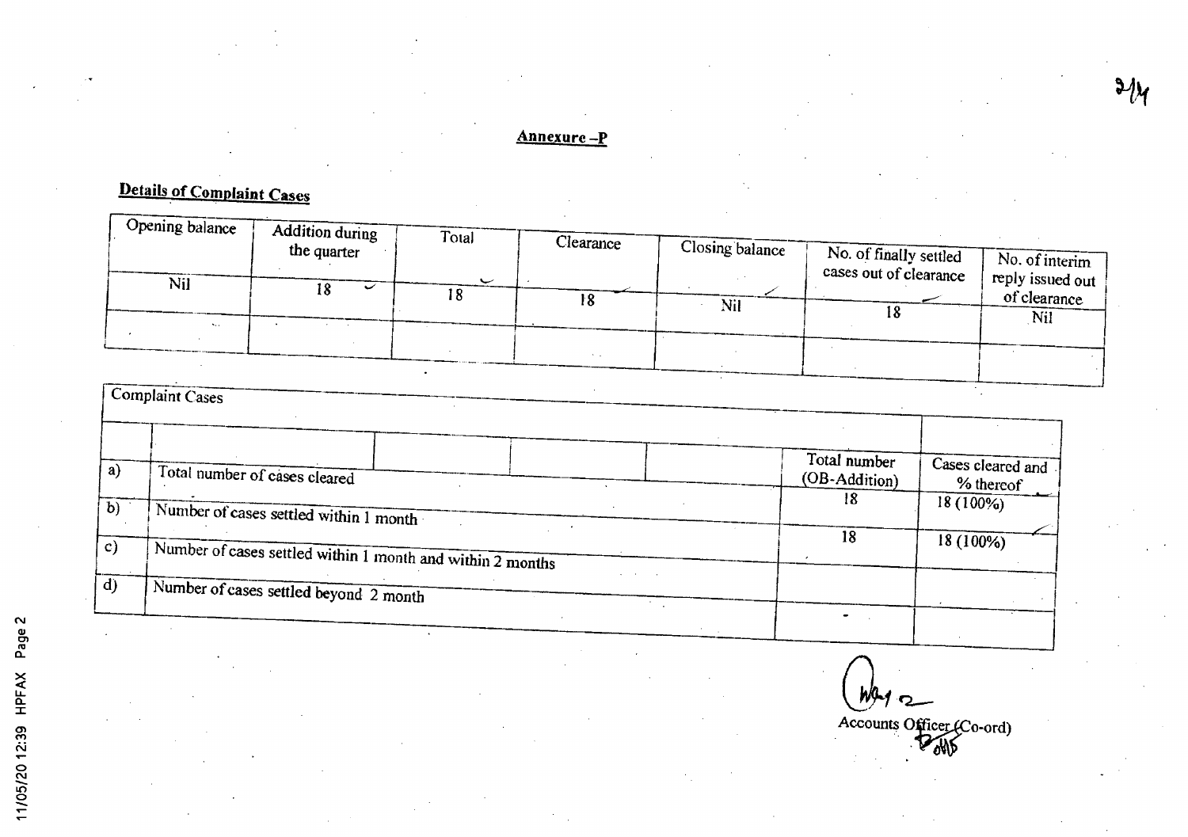## Annexure –P

### Details of Complaint Cases

| Opening balance | Addition during the quarter | Total | Clearance | Closing balance | No. of finally settled cases out of clearance | No. of interim reply issued out of clearance |
|---|---|---|---|---|---|---|
| Nil | 18 | 18 | 18 | Nil | 18 | Nil |
| | | | | | | |

| Complaint Cases | | | |
|---|---|---|---|
| | | Total number (OB-Addition) | Cases cleared and % thereof |
| a) | Total number of cases cleared | 18 | 18 (100%) |
| b) | Number of cases settled within 1 month | 18 | 18 (100%) |
| c) | Number of cases settled within 1 month and within 2 months | | |
| d) | Number of cases settled beyond 2 month | - | |

Accounts Officer (Co-ord)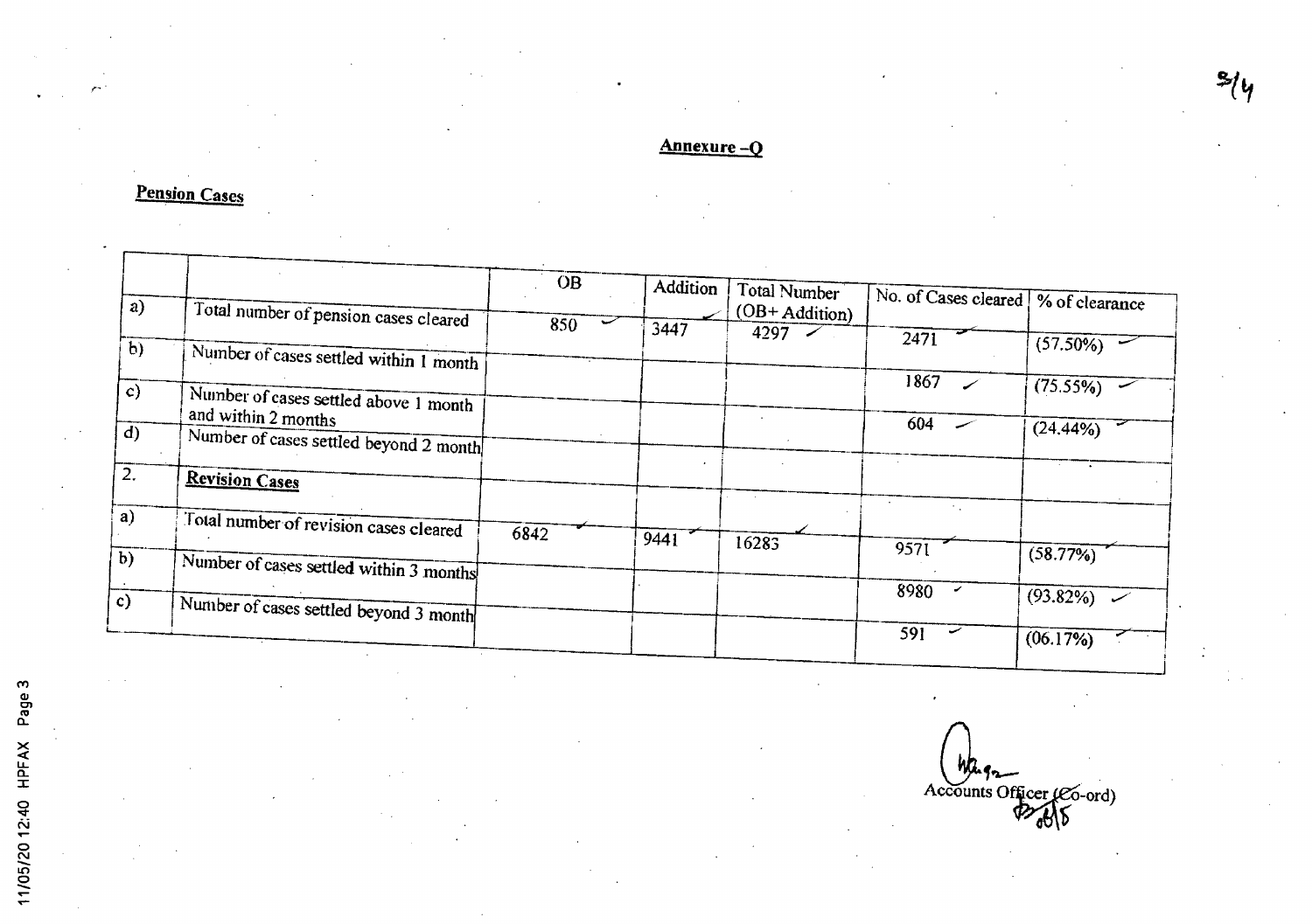## Annexure –Q

**Pension Cases**

| | | OB | Addition | Total Number (OB+ Addition) | No. of Cases cleared | % of clearance |
|---|---|---|---|---|---|---|
| a) | Total number of pension cases cleared | 850 | 3447 | 4297 | 2471 | (57.50%) |
| b) | Number of cases settled within 1 month | | | | 1867 | (75.55%) |
| c) | Number of cases settled above 1 month and within 2 months | | | | 604 | (24.44%) |
| d) | Number of cases settled beyond 2 month | | | | | |
| 2. | **Revision Cases** | | | | | |
| a) | Total number of revision cases cleared | 6842 | 9441 | 16283 | 9571 | (58.77%) |
| b) | Number of cases settled within 3 months | | | | 8980 | (93.82%) |
| c) | Number of cases settled beyond 3 month | | | | 591 | (06.17%) |

Accounts Officer (Co-ord)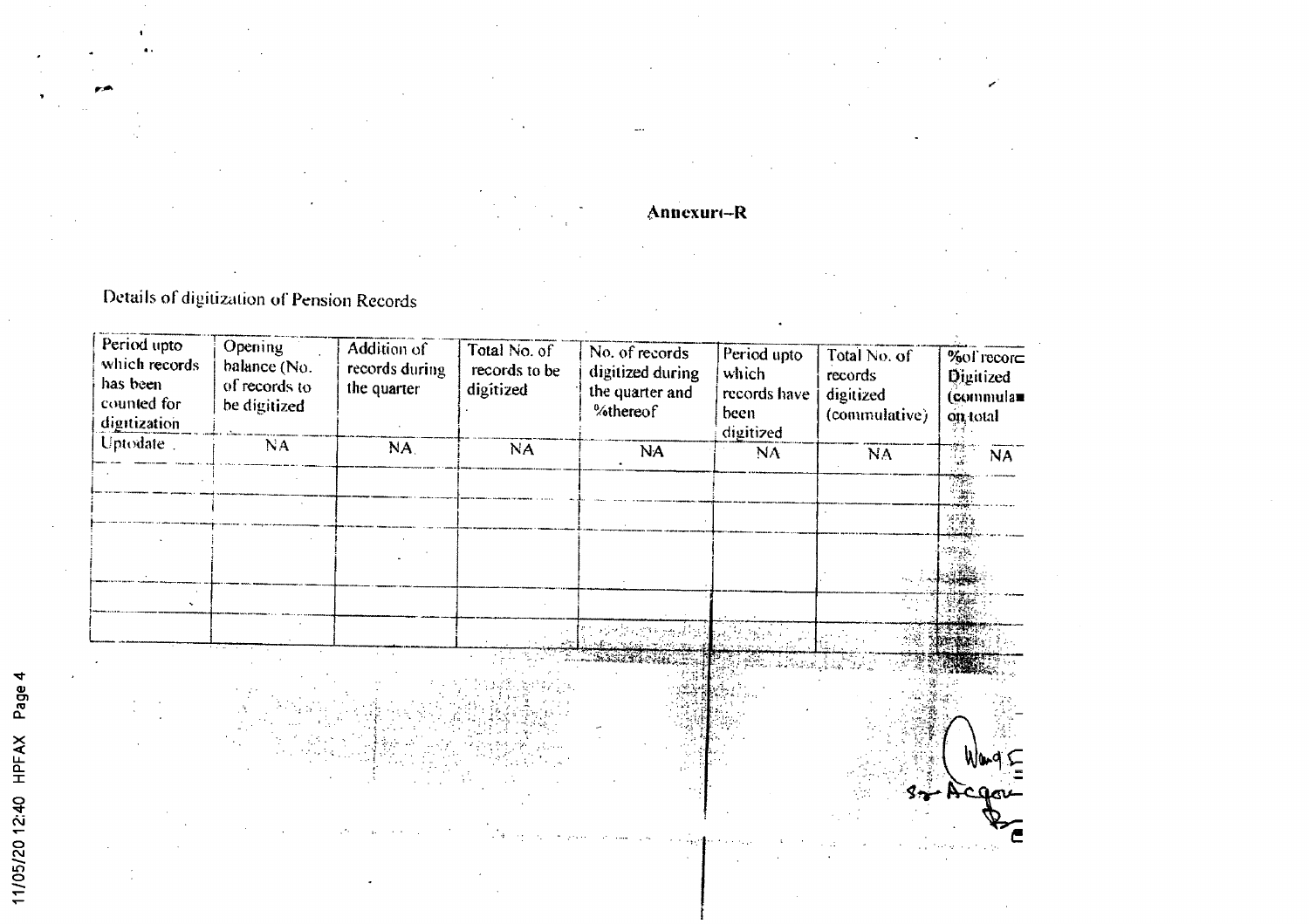**Annexure-R**

Details of digitization of Pension Records

| Period upto which records has been counted for digitization | Opening balance (No. of records to be digitized | Addition of records during the quarter | Total No. of records to be digitized | No. of records digitized during the quarter and %thereof | Period upto which records have been digitized | Total No. of records digitized (commulative) | %of records Digitized (commulation on total |
|---|---|---|---|---|---|---|---|
| Uptodate | NA | NA | NA | NA | NA | NA | NA |
| | | | | | | | |
| | | | | | | | |
| | | | | | | | |
| | | | | | | | |
| | | | | | | | |
| | | | | | | | |

Sr. Acctt